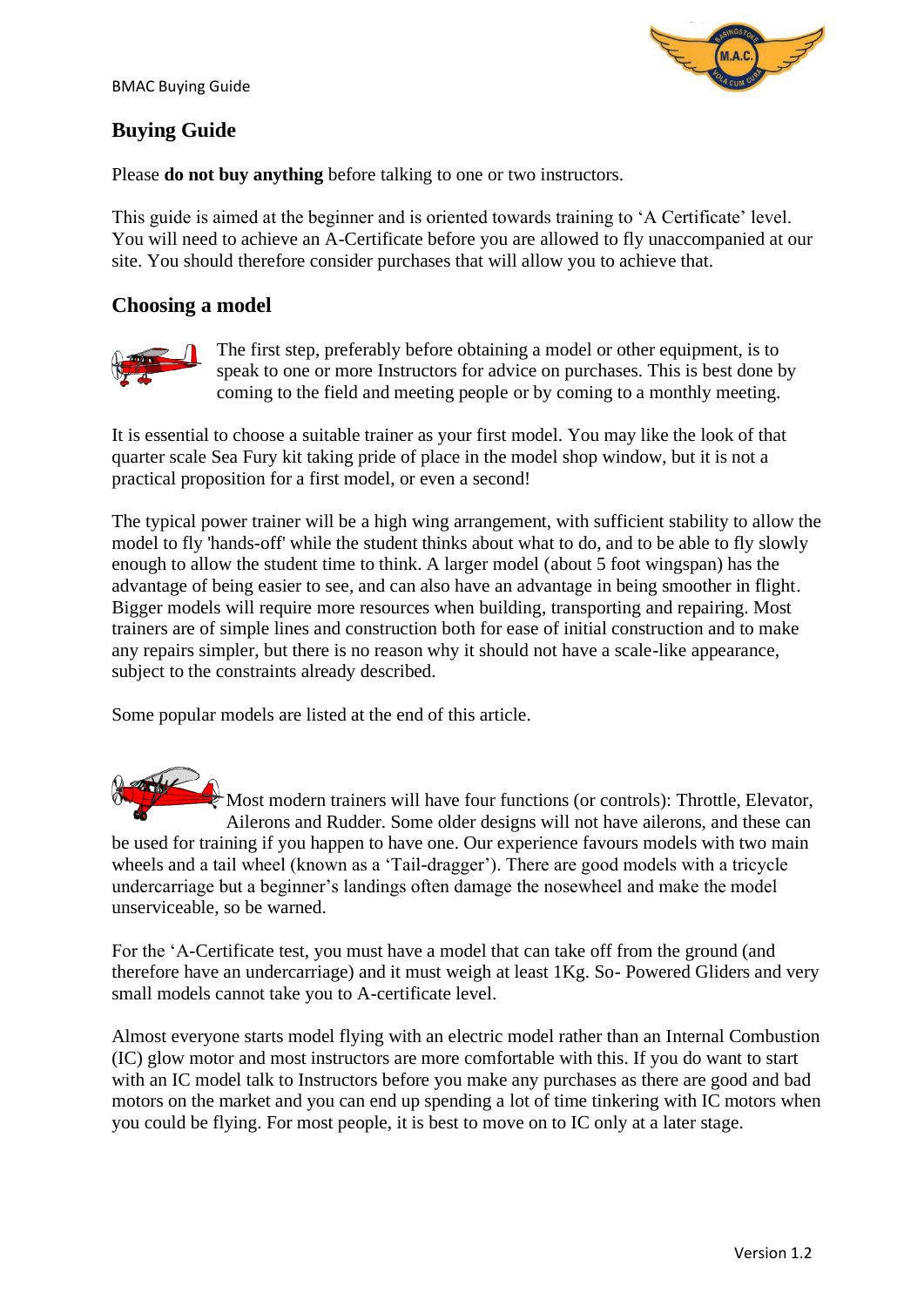## Buying Guide

Please **do not buy anything** before talking to one or two instructors.

This guide is aimed at the beginner and is oriented towards training to 'A Certificate' level. You will need to achieve an A-Certificate before you are allowed to fly unaccompanied at our site. You should therefore consider purchases that will allow you to achieve that.

## Choosing a model

The first step, preferably before obtaining a model or other equipment, is to speak to one or more Instructors for advice on purchases. This is best done by coming to the field and meeting people or by coming to a monthly meeting.

It is essential to choose a suitable trainer as your first model. You may like the look of that quarter scale Sea Fury kit taking pride of place in the model shop window, but it is not a practical proposition for a first model, or even a second!

The typical power trainer will be a high wing arrangement, with sufficient stability to allow the model to fly 'hands-off' while the student thinks about what to do, and to be able to fly slowly enough to allow the student time to think. A larger model (about 5 foot wingspan) has the advantage of being easier to see, and can also have an advantage in being smoother in flight. Bigger models will require more resources when building, transporting and repairing. Most trainers are of simple lines and construction both for ease of initial construction and to make any repairs simpler, but there is no reason why it should not have a scale-like appearance, subject to the constraints already described.

Some popular models are listed at the end of this article.

Most modern trainers will have four functions (or controls): Throttle, Elevator, Ailerons and Rudder. Some older designs will not have ailerons, and these can be used for training if you happen to have one. Our experience favours models with two main wheels and a tail wheel (known as a 'Tail-dragger'). There are good models with a tricycle undercarriage but a beginner's landings often damage the nosewheel and make the model unserviceable, so be warned.

For the 'A-Certificate test, you must have a model that can take off from the ground (and therefore have an undercarriage) and it must weigh at least 1Kg. So- Powered Gliders and very small models cannot take you to A-certificate level.

Almost everyone starts model flying with an electric model rather than an Internal Combustion (IC) glow motor and most instructors are more comfortable with this. If you do want to start with an IC model talk to Instructors before you make any purchases as there are good and bad motors on the market and you can end up spending a lot of time tinkering with IC motors when you could be flying. For most people, it is best to move on to IC only at a later stage.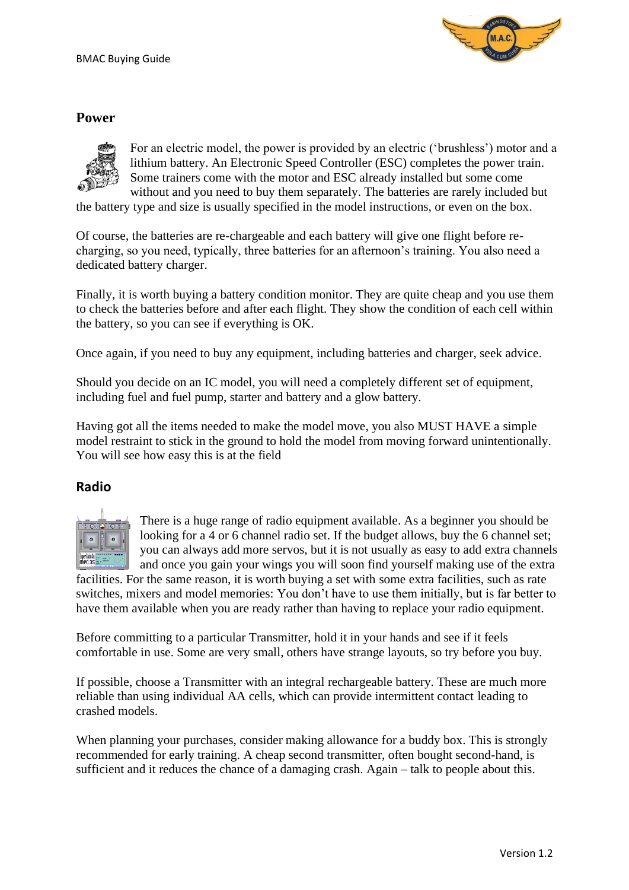## Power

For an electric model, the power is provided by an electric ('brushless') motor and a lithium battery. An Electronic Speed Controller (ESC) completes the power train. Some trainers come with the motor and ESC already installed but some come without and you need to buy them separately. The batteries are rarely included but the battery type and size is usually specified in the model instructions, or even on the box.

Of course, the batteries are re-chargeable and each battery will give one flight before re-charging, so you need, typically, three batteries for an afternoon's training. You also need a dedicated battery charger.

Finally, it is worth buying a battery condition monitor. They are quite cheap and you use them to check the batteries before and after each flight. They show the condition of each cell within the battery, so you can see if everything is OK.

Once again, if you need to buy any equipment, including batteries and charger, seek advice.

Should you decide on an IC model, you will need a completely different set of equipment, including fuel and fuel pump, starter and battery and a glow battery.

Having got all the items needed to make the model move, you also MUST HAVE a simple model restraint to stick in the ground to hold the model from moving forward unintentionally. You will see how easy this is at the field

## Radio

There is a huge range of radio equipment available. As a beginner you should be looking for a 4 or 6 channel radio set. If the budget allows, buy the 6 channel set; you can always add more servos, but it is not usually as easy to add extra channels and once you gain your wings you will soon find yourself making use of the extra facilities. For the same reason, it is worth buying a set with some extra facilities, such as rate switches, mixers and model memories: You don't have to use them initially, but is far better to have them available when you are ready rather than having to replace your radio equipment.

Before committing to a particular Transmitter, hold it in your hands and see if it feels comfortable in use. Some are very small, others have strange layouts, so try before you buy.

If possible, choose a Transmitter with an integral rechargeable battery. These are much more reliable than using individual AA cells, which can provide intermittent contact leading to crashed models.

When planning your purchases, consider making allowance for a buddy box. This is strongly recommended for early training. A cheap second transmitter, often bought second-hand, is sufficient and it reduces the chance of a damaging crash. Again – talk to people about this.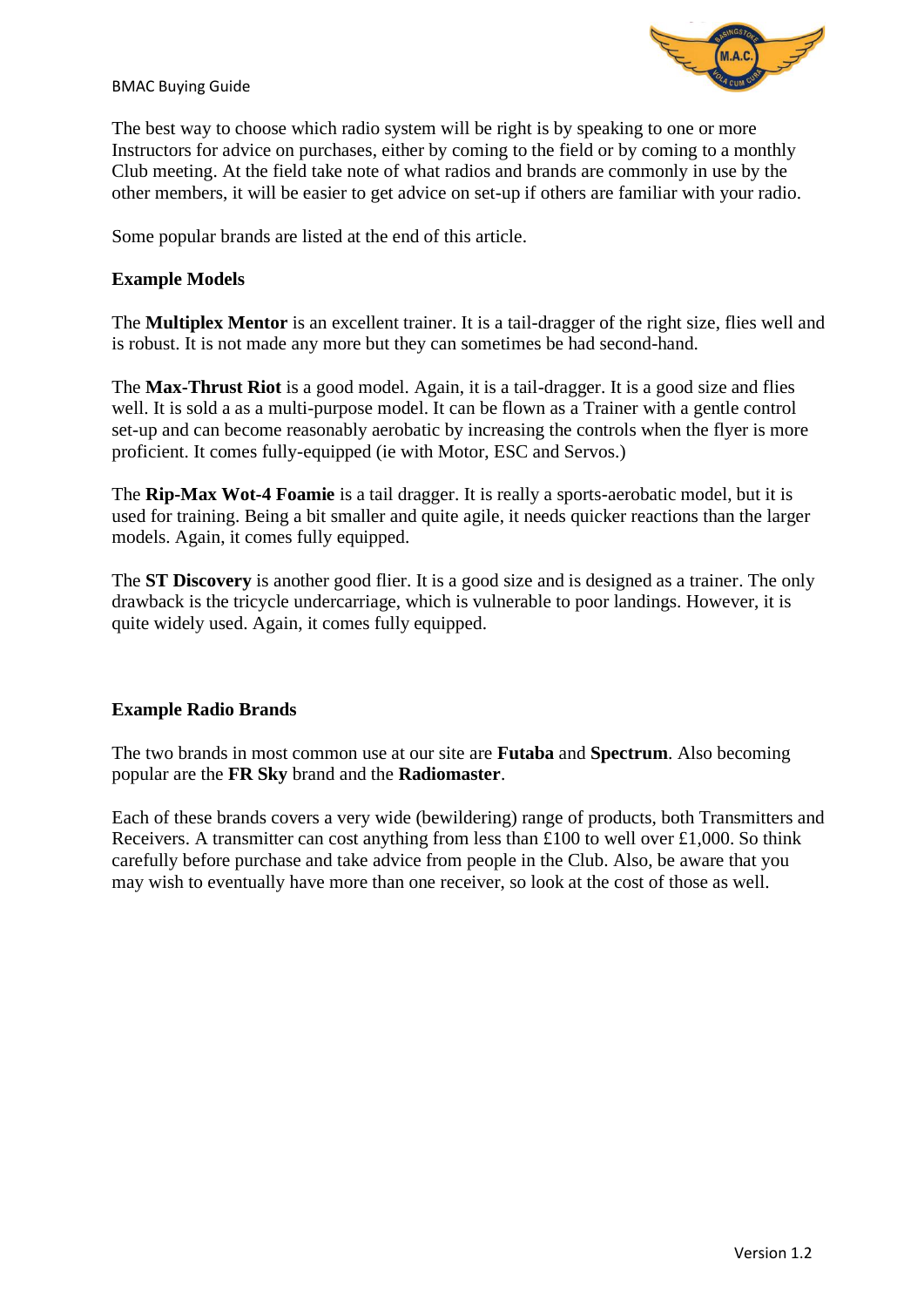The best way to choose which radio system will be right is by speaking to one or more Instructors for advice on purchases, either by coming to the field or by coming to a monthly Club meeting. At the field take note of what radios and brands are commonly in use by the other members, it will be easier to get advice on set-up if others are familiar with your radio.

Some popular brands are listed at the end of this article.

**Example Models**

The **Multiplex Mentor** is an excellent trainer. It is a tail-dragger of the right size, flies well and is robust. It is not made any more but they can sometimes be had second-hand.

The **Max-Thrust Riot** is a good model. Again, it is a tail-dragger. It is a good size and flies well. It is sold a as a multi-purpose model. It can be flown as a Trainer with a gentle control set-up and can become reasonably aerobatic by increasing the controls when the flyer is more proficient. It comes fully-equipped (ie with Motor, ESC and Servos.)

The **Rip-Max Wot-4 Foamie** is a tail dragger. It is really a sports-aerobatic model, but it is used for training. Being a bit smaller and quite agile, it needs quicker reactions than the larger models. Again, it comes fully equipped.

The **ST Discovery** is another good flier. It is a good size and is designed as a trainer. The only drawback is the tricycle undercarriage, which is vulnerable to poor landings. However, it is quite widely used. Again, it comes fully equipped.

**Example Radio Brands**

The two brands in most common use at our site are **Futaba** and **Spectrum**. Also becoming popular are the **FR Sky** brand and the **Radiomaster**.

Each of these brands covers a very wide (bewildering) range of products, both Transmitters and Receivers. A transmitter can cost anything from less than £100 to well over £1,000. So think carefully before purchase and take advice from people in the Club. Also, be aware that you may wish to eventually have more than one receiver, so look at the cost of those as well.